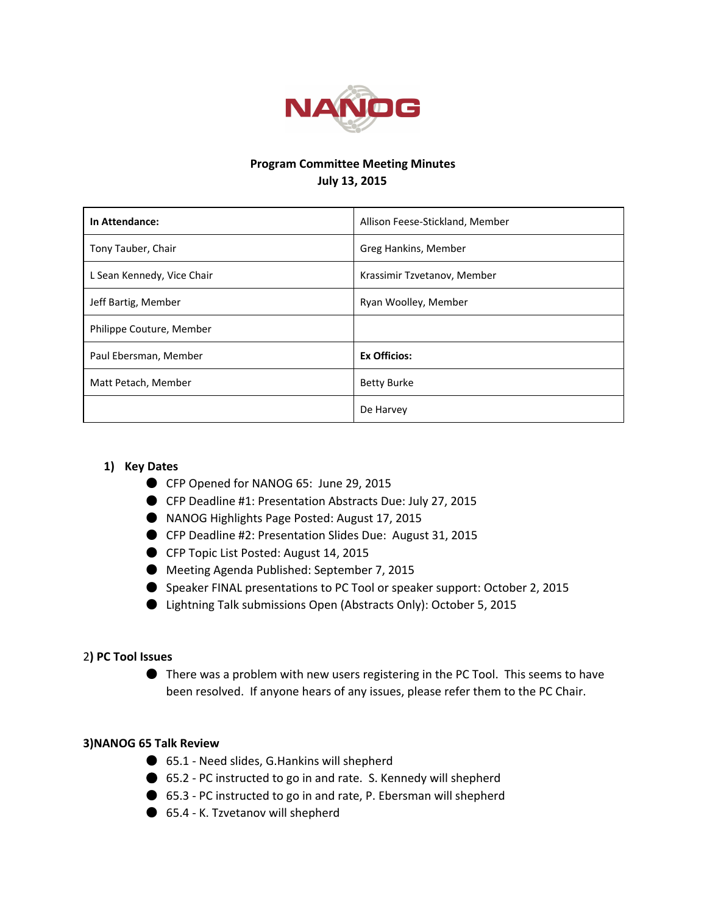NANOG

**Program Committee Meeting Minutes**
**July 13, 2015**

| **In Attendance:** | Allison Feese-Stickland, Member |
| --- | --- |
| Tony Tauber, Chair | Greg Hankins, Member |
| L Sean Kennedy, Vice Chair | Krassimir Tzvetanov, Member |
| Jeff Bartig, Member | Ryan Woolley, Member |
| Philippe Couture, Member | |
| Paul Ebersman, Member | **Ex Officios:** |
| Matt Petach, Member | Betty Burke |
| | De Harvey |

## 1) Key Dates

- CFP Opened for NANOG 65: June 29, 2015
- CFP Deadline #1: Presentation Abstracts Due: July 27, 2015
- NANOG Highlights Page Posted: August 17, 2015
- CFP Deadline #2: Presentation Slides Due: August 31, 2015
- CFP Topic List Posted: August 14, 2015
- Meeting Agenda Published: September 7, 2015
- Speaker FINAL presentations to PC Tool or speaker support: October 2, 2015
- Lightning Talk submissions Open (Abstracts Only): October 5, 2015

## 2) PC Tool Issues

- There was a problem with new users registering in the PC Tool. This seems to have been resolved. If anyone hears of any issues, please refer them to the PC Chair.

## 3)NANOG 65 Talk Review

- 65.1 - Need slides, G.Hankins will shepherd
- 65.2 - PC instructed to go in and rate. S. Kennedy will shepherd
- 65.3 - PC instructed to go in and rate, P. Ebersman will shepherd
- 65.4 - K. Tzvetanov will shepherd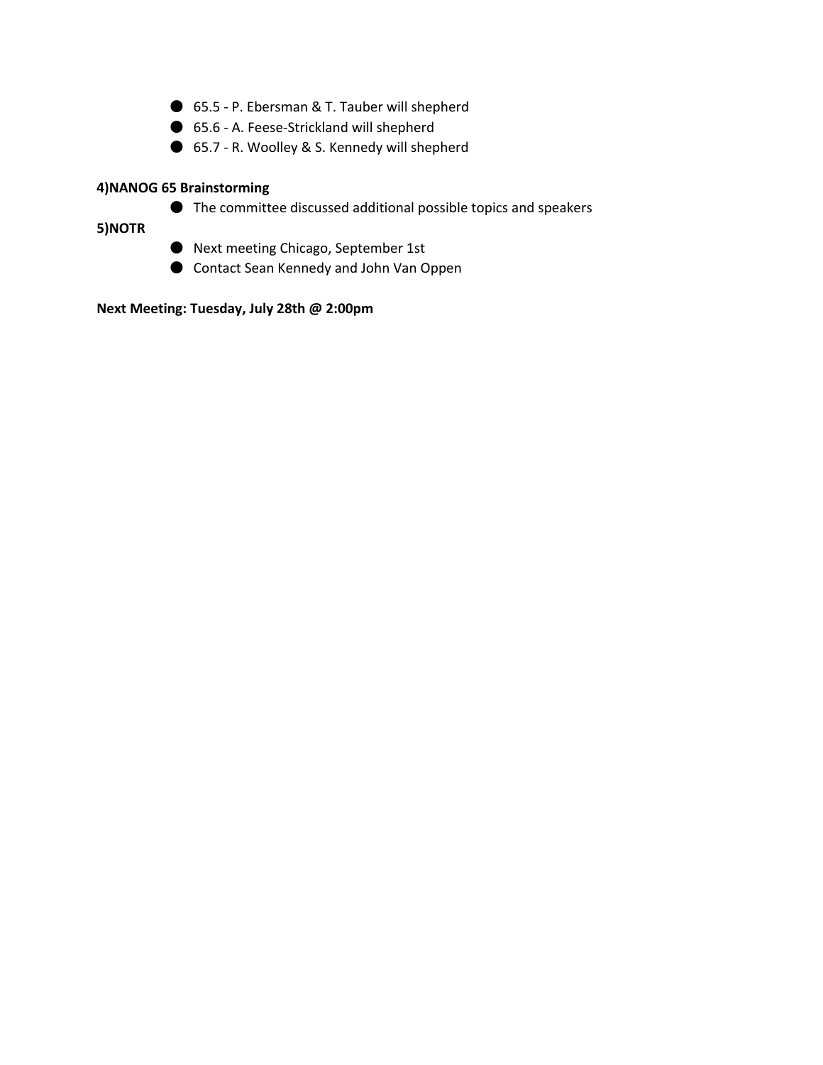- 65.5 - P. Ebersman & T. Tauber will shepherd
- 65.6 - A. Feese-Strickland will shepherd
- 65.7 - R. Woolley & S. Kennedy will shepherd

**4)NANOG 65 Brainstorming**

- The committee discussed additional possible topics and speakers

**5)NOTR**

- Next meeting Chicago, September 1st
- Contact Sean Kennedy and John Van Oppen

**Next Meeting: Tuesday, July 28th @ 2:00pm**